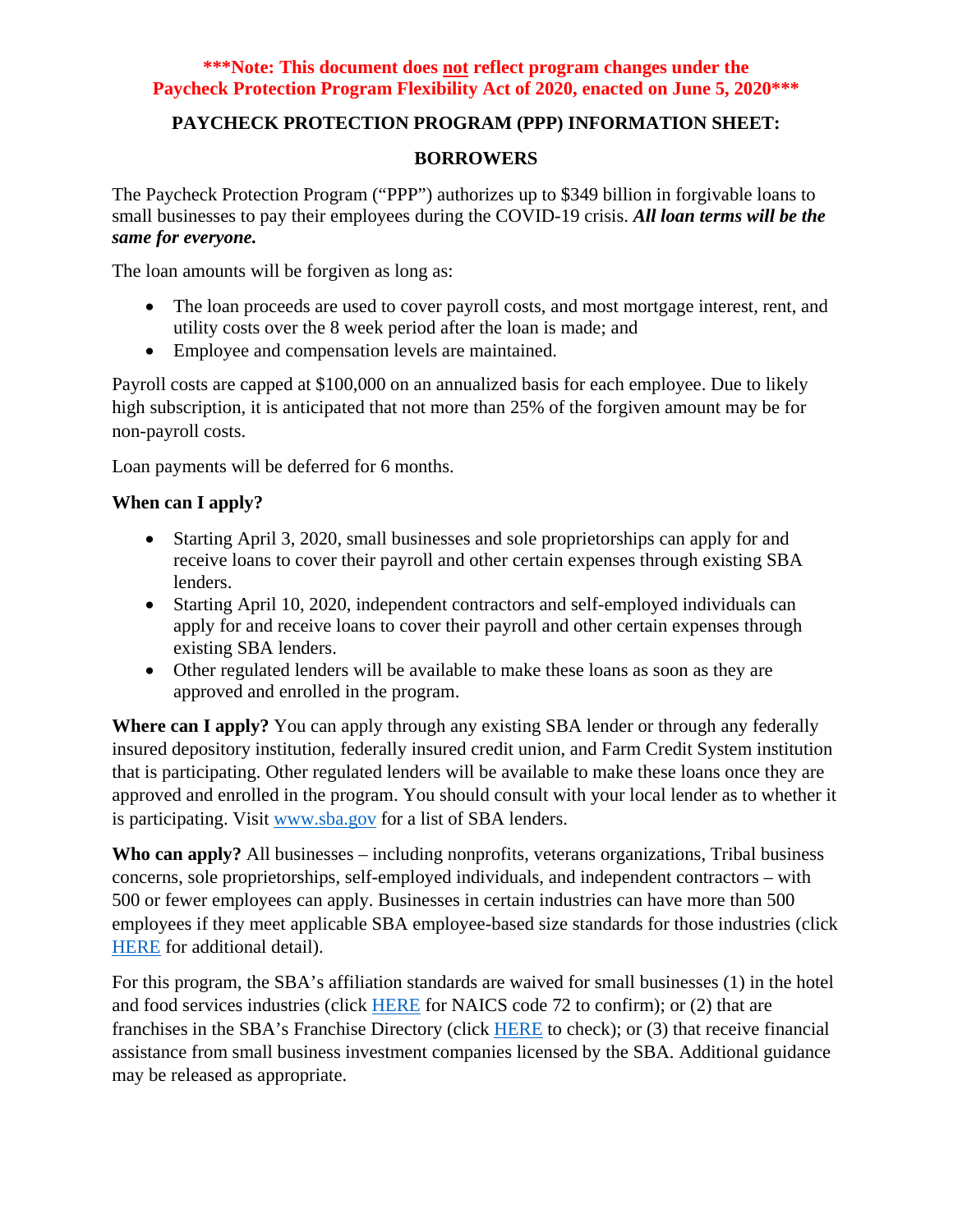**\*\*\*Note: This document does <u>not</u> reflect program changes under the Paycheck Protection Program Flexibility Act of 2020, enacted on June 5, 2020\*\*\***

# PAYCHECK PROTECTION PROGRAM (PPP) INFORMATION SHEET:

## BORROWERS

The Paycheck Protection Program ("PPP") authorizes up to $349 billion in forgivable loans to small businesses to pay their employees during the COVID-19 crisis. ***All loan terms will be the same for everyone.***

The loan amounts will be forgiven as long as:

- The loan proceeds are used to cover payroll costs, and most mortgage interest, rent, and utility costs over the 8 week period after the loan is made; and
- Employee and compensation levels are maintained.

Payroll costs are capped at $100,000 on an annualized basis for each employee. Due to likely high subscription, it is anticipated that not more than 25% of the forgiven amount may be for non-payroll costs.

Loan payments will be deferred for 6 months.

**When can I apply?**

- Starting April 3, 2020, small businesses and sole proprietorships can apply for and receive loans to cover their payroll and other certain expenses through existing SBA lenders.
- Starting April 10, 2020, independent contractors and self-employed individuals can apply for and receive loans to cover their payroll and other certain expenses through existing SBA lenders.
- Other regulated lenders will be available to make these loans as soon as they are approved and enrolled in the program.

**Where can I apply?** You can apply through any existing SBA lender or through any federally insured depository institution, federally insured credit union, and Farm Credit System institution that is participating. Other regulated lenders will be available to make these loans once they are approved and enrolled in the program. You should consult with your local lender as to whether it is participating. Visit www.sba.gov for a list of SBA lenders.

**Who can apply?** All businesses – including nonprofits, veterans organizations, Tribal business concerns, sole proprietorships, self-employed individuals, and independent contractors – with 500 or fewer employees can apply. Businesses in certain industries can have more than 500 employees if they meet applicable SBA employee-based size standards for those industries (click HERE for additional detail).

For this program, the SBA's affiliation standards are waived for small businesses (1) in the hotel and food services industries (click HERE for NAICS code 72 to confirm); or (2) that are franchises in the SBA's Franchise Directory (click HERE to check); or (3) that receive financial assistance from small business investment companies licensed by the SBA. Additional guidance may be released as appropriate.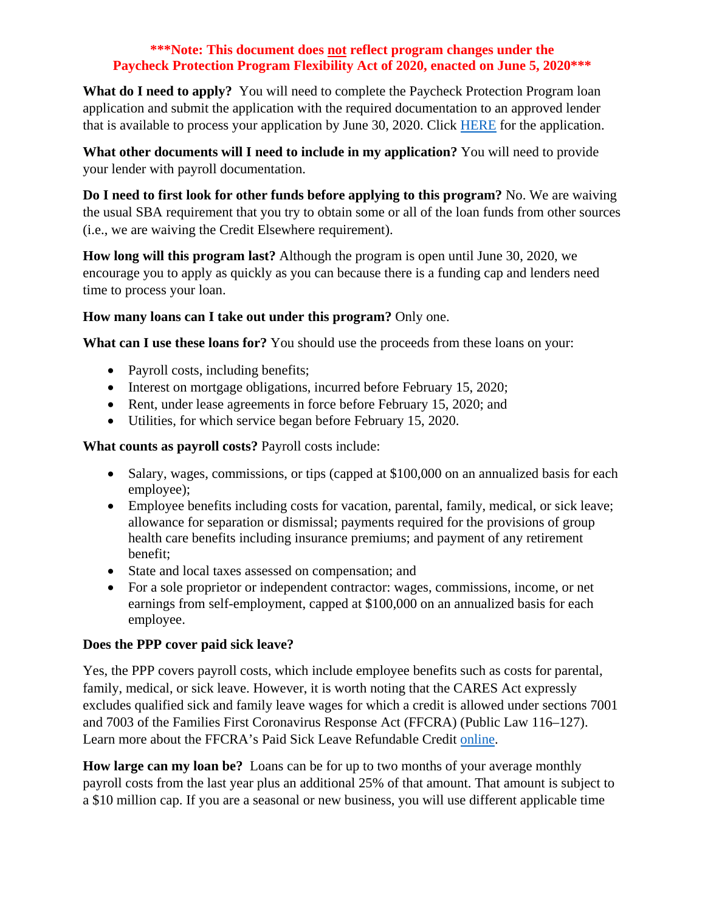**\*\*\*Note: This document does not reflect program changes under the Paycheck Protection Program Flexibility Act of 2020, enacted on June 5, 2020\*\*\***

**What do I need to apply?** You will need to complete the Paycheck Protection Program loan application and submit the application with the required documentation to an approved lender that is available to process your application by June 30, 2020. Click [HERE](#) for the application.

**What other documents will I need to include in my application?** You will need to provide your lender with payroll documentation.

**Do I need to first look for other funds before applying to this program?** No. We are waiving the usual SBA requirement that you try to obtain some or all of the loan funds from other sources (i.e., we are waiving the Credit Elsewhere requirement).

**How long will this program last?** Although the program is open until June 30, 2020, we encourage you to apply as quickly as you can because there is a funding cap and lenders need time to process your loan.

**How many loans can I take out under this program?** Only one.

**What can I use these loans for?** You should use the proceeds from these loans on your:

- Payroll costs, including benefits;
- Interest on mortgage obligations, incurred before February 15, 2020;
- Rent, under lease agreements in force before February 15, 2020; and
- Utilities, for which service began before February 15, 2020.

**What counts as payroll costs?** Payroll costs include:

- Salary, wages, commissions, or tips (capped at $100,000 on an annualized basis for each employee);
- Employee benefits including costs for vacation, parental, family, medical, or sick leave; allowance for separation or dismissal; payments required for the provisions of group health care benefits including insurance premiums; and payment of any retirement benefit;
- State and local taxes assessed on compensation; and
- For a sole proprietor or independent contractor: wages, commissions, income, or net earnings from self-employment, capped at $100,000 on an annualized basis for each employee.

**Does the PPP cover paid sick leave?**

Yes, the PPP covers payroll costs, which include employee benefits such as costs for parental, family, medical, or sick leave. However, it is worth noting that the CARES Act expressly excludes qualified sick and family leave wages for which a credit is allowed under sections 7001 and 7003 of the Families First Coronavirus Response Act (FFCRA) (Public Law 116–127). Learn more about the FFCRA's Paid Sick Leave Refundable Credit [online](#).

**How large can my loan be?** Loans can be for up to two months of your average monthly payroll costs from the last year plus an additional 25% of that amount. That amount is subject to a $10 million cap. If you are a seasonal or new business, you will use different applicable time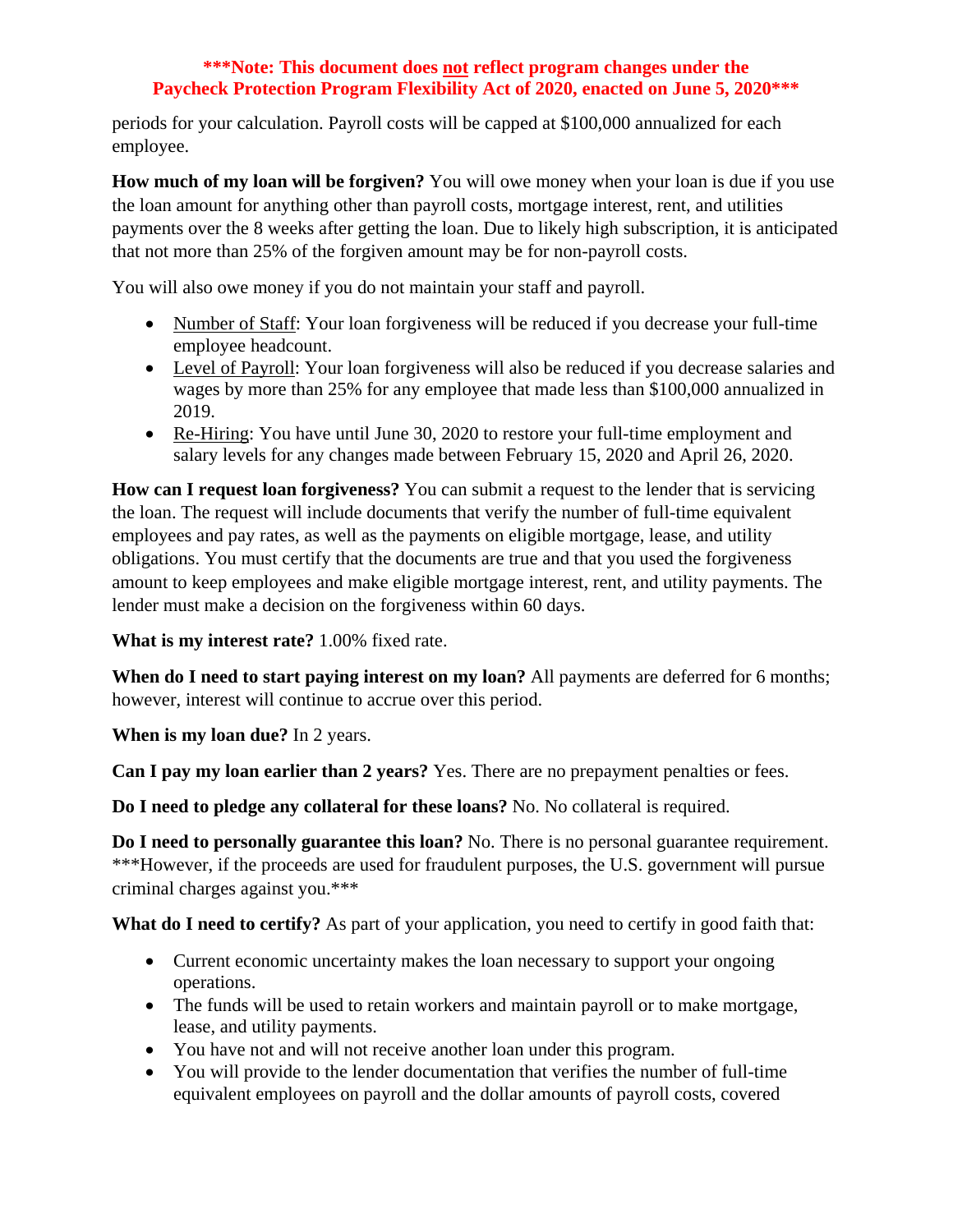**\*\*\*Note: This document does not reflect program changes under the Paycheck Protection Program Flexibility Act of 2020, enacted on June 5, 2020\*\*\***

periods for your calculation. Payroll costs will be capped at $100,000 annualized for each employee.

**How much of my loan will be forgiven?** You will owe money when your loan is due if you use the loan amount for anything other than payroll costs, mortgage interest, rent, and utilities payments over the 8 weeks after getting the loan. Due to likely high subscription, it is anticipated that not more than 25% of the forgiven amount may be for non-payroll costs.

You will also owe money if you do not maintain your staff and payroll.

- Number of Staff: Your loan forgiveness will be reduced if you decrease your full-time employee headcount.
- Level of Payroll: Your loan forgiveness will also be reduced if you decrease salaries and wages by more than 25% for any employee that made less than $100,000 annualized in 2019.
- Re-Hiring: You have until June 30, 2020 to restore your full-time employment and salary levels for any changes made between February 15, 2020 and April 26, 2020.

**How can I request loan forgiveness?** You can submit a request to the lender that is servicing the loan. The request will include documents that verify the number of full-time equivalent employees and pay rates, as well as the payments on eligible mortgage, lease, and utility obligations. You must certify that the documents are true and that you used the forgiveness amount to keep employees and make eligible mortgage interest, rent, and utility payments. The lender must make a decision on the forgiveness within 60 days.

**What is my interest rate?** 1.00% fixed rate.

**When do I need to start paying interest on my loan?** All payments are deferred for 6 months; however, interest will continue to accrue over this period.

**When is my loan due?** In 2 years.

**Can I pay my loan earlier than 2 years?** Yes. There are no prepayment penalties or fees.

**Do I need to pledge any collateral for these loans?** No. No collateral is required.

**Do I need to personally guarantee this loan?** No. There is no personal guarantee requirement. \*\*\*However, if the proceeds are used for fraudulent purposes, the U.S. government will pursue criminal charges against you.\*\*\*

**What do I need to certify?** As part of your application, you need to certify in good faith that:

- Current economic uncertainty makes the loan necessary to support your ongoing operations.
- The funds will be used to retain workers and maintain payroll or to make mortgage, lease, and utility payments.
- You have not and will not receive another loan under this program.
- You will provide to the lender documentation that verifies the number of full-time equivalent employees on payroll and the dollar amounts of payroll costs, covered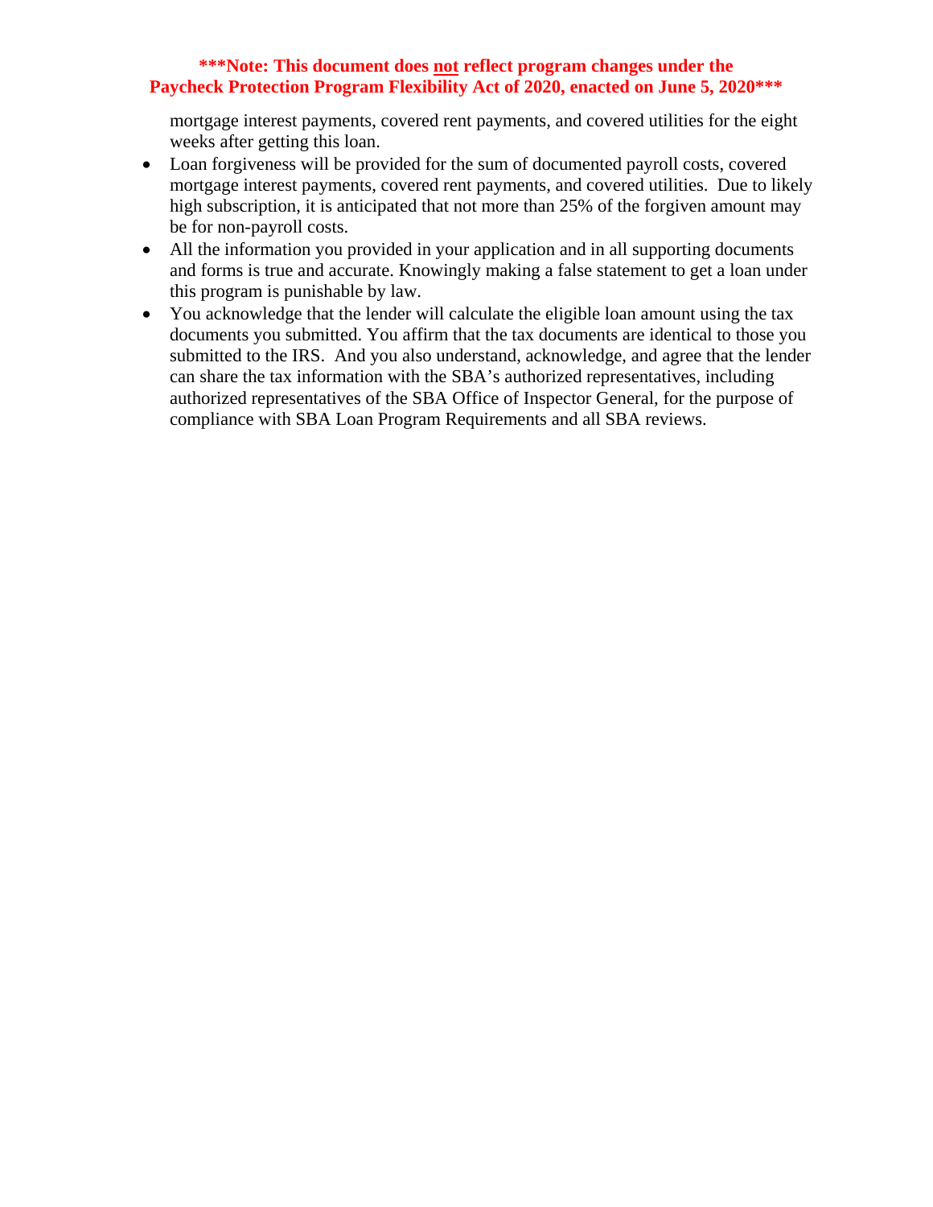mortgage interest payments, covered rent payments, and covered utilities for the eight weeks after getting this loan.

- Loan forgiveness will be provided for the sum of documented payroll costs, covered mortgage interest payments, covered rent payments, and covered utilities. Due to likely high subscription, it is anticipated that not more than 25% of the forgiven amount may be for non-payroll costs.
- All the information you provided in your application and in all supporting documents and forms is true and accurate. Knowingly making a false statement to get a loan under this program is punishable by law.
- You acknowledge that the lender will calculate the eligible loan amount using the tax documents you submitted. You affirm that the tax documents are identical to those you submitted to the IRS. And you also understand, acknowledge, and agree that the lender can share the tax information with the SBA's authorized representatives, including authorized representatives of the SBA Office of Inspector General, for the purpose of compliance with SBA Loan Program Requirements and all SBA reviews.